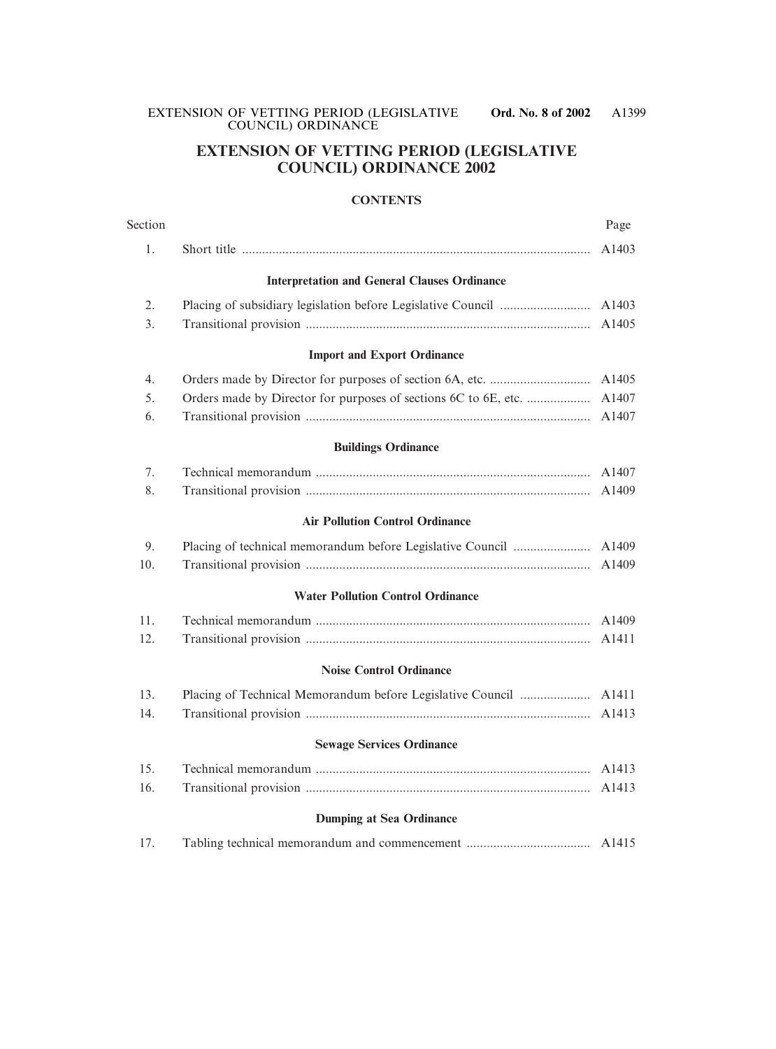# EXTENSION OF VETTING PERIOD (LEGISLATIVE COUNCIL) ORDINANCE 2002

## CONTENTS

| Section | | Page |
|---|---|---|
| 1. | Short title | A1403 |
| | **Interpretation and General Clauses Ordinance** | |
| 2. | Placing of subsidiary legislation before Legislative Council | A1403 |
| 3. | Transitional provision | A1405 |
| | **Import and Export Ordinance** | |
| 4. | Orders made by Director for purposes of section 6A, etc. | A1405 |
| 5. | Orders made by Director for purposes of sections 6C to 6E, etc. | A1407 |
| 6. | Transitional provision | A1407 |
| | **Buildings Ordinance** | |
| 7. | Technical memorandum | A1407 |
| 8. | Transitional provision | A1409 |
| | **Air Pollution Control Ordinance** | |
| 9. | Placing of technical memorandum before Legislative Council | A1409 |
| 10. | Transitional provision | A1409 |
| | **Water Pollution Control Ordinance** | |
| 11. | Technical memorandum | A1409 |
| 12. | Transitional provision | A1411 |
| | **Noise Control Ordinance** | |
| 13. | Placing of Technical Memorandum before Legislative Council | A1411 |
| 14. | Transitional provision | A1413 |
| | **Sewage Services Ordinance** | |
| 15. | Technical memorandum | A1413 |
| 16. | Transitional provision | A1413 |
| | **Dumping at Sea Ordinance** | |
| 17. | Tabling technical memorandum and commencement | A1415 |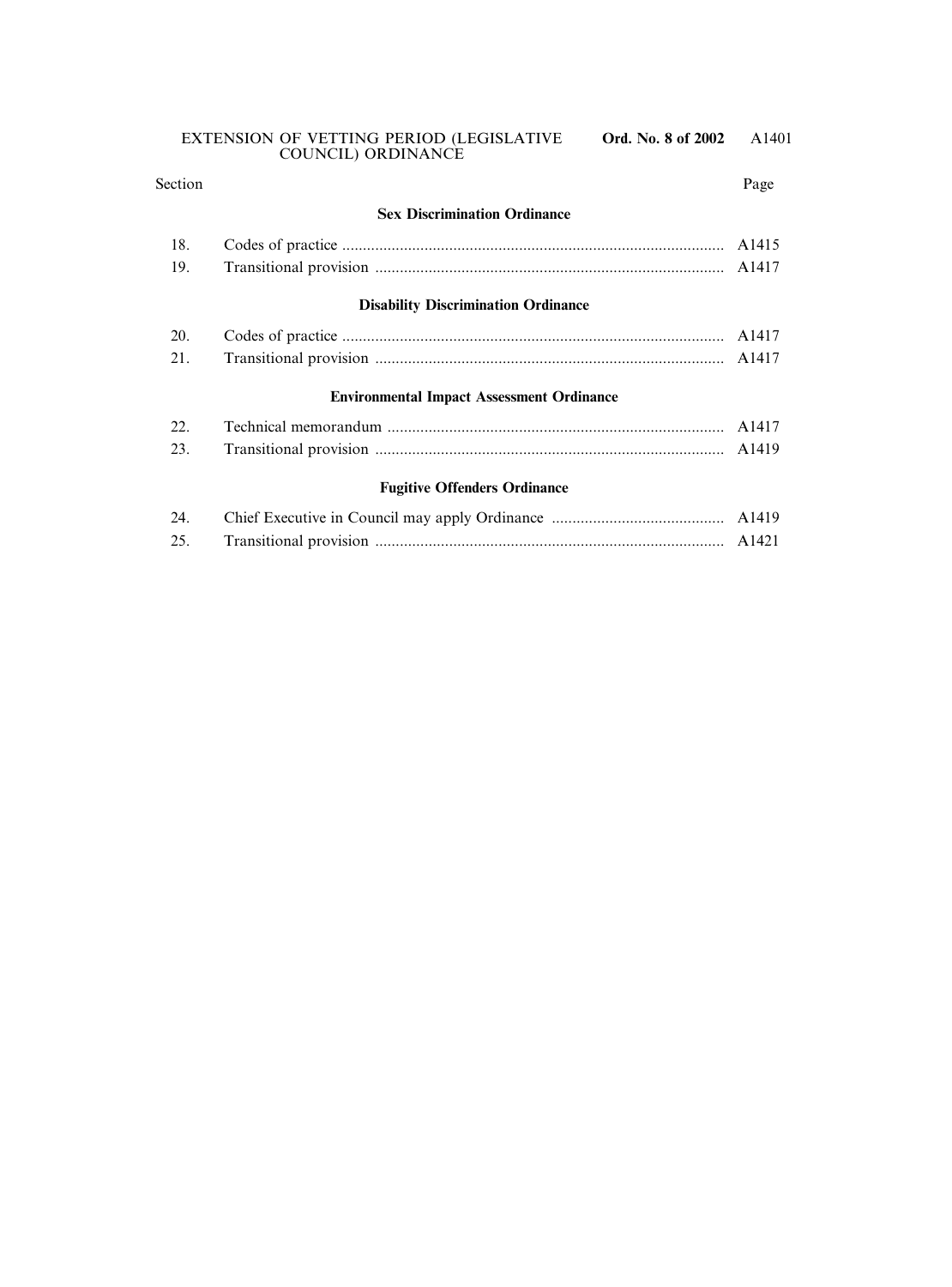| Section | | Page |
|---|---|---|
| | **Sex Discrimination Ordinance** | |
| 18. | Codes of practice | A1415 |
| 19. | Transitional provision | A1417 |
| | **Disability Discrimination Ordinance** | |
| 20. | Codes of practice | A1417 |
| 21. | Transitional provision | A1417 |
| | **Environmental Impact Assessment Ordinance** | |
| 22. | Technical memorandum | A1417 |
| 23. | Transitional provision | A1419 |
| | **Fugitive Offenders Ordinance** | |
| 24. | Chief Executive in Council may apply Ordinance | A1419 |
| 25. | Transitional provision | A1421 |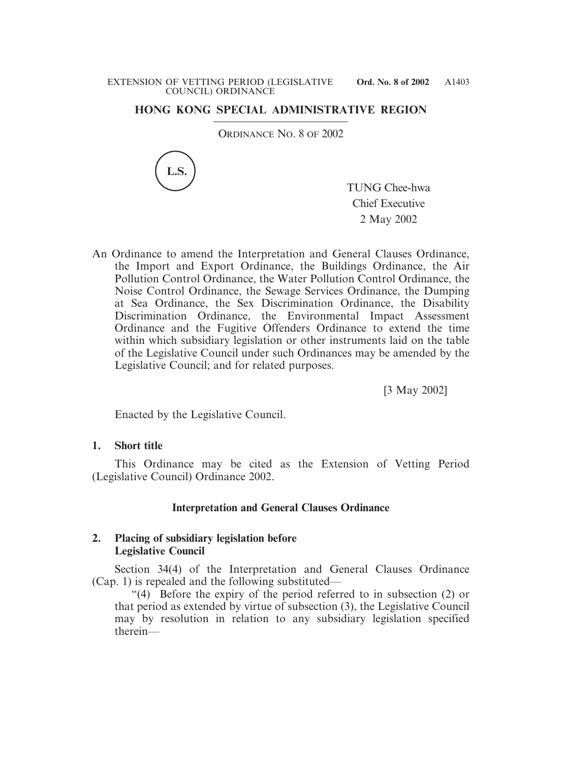# HONG KONG SPECIAL ADMINISTRATIVE REGION

ORDINANCE NO. 8 OF 2002

L.S.

TUNG Chee-hwa
Chief Executive
2 May 2002

An Ordinance to amend the Interpretation and General Clauses Ordinance, the Import and Export Ordinance, the Buildings Ordinance, the Air Pollution Control Ordinance, the Water Pollution Control Ordinance, the Noise Control Ordinance, the Sewage Services Ordinance, the Dumping at Sea Ordinance, the Sex Discrimination Ordinance, the Disability Discrimination Ordinance, the Environmental Impact Assessment Ordinance and the Fugitive Offenders Ordinance to extend the time within which subsidiary legislation or other instruments laid on the table of the Legislative Council under such Ordinances may be amended by the Legislative Council; and for related purposes.

[3 May 2002]

Enacted by the Legislative Council.

**1. Short title**

This Ordinance may be cited as the Extension of Vetting Period (Legislative Council) Ordinance 2002.

## Interpretation and General Clauses Ordinance

**2. Placing of subsidiary legislation before Legislative Council**

Section 34(4) of the Interpretation and General Clauses Ordinance (Cap. 1) is repealed and the following substituted—

"(4) Before the expiry of the period referred to in subsection (2) or that period as extended by virtue of subsection (3), the Legislative Council may by resolution in relation to any subsidiary legislation specified therein—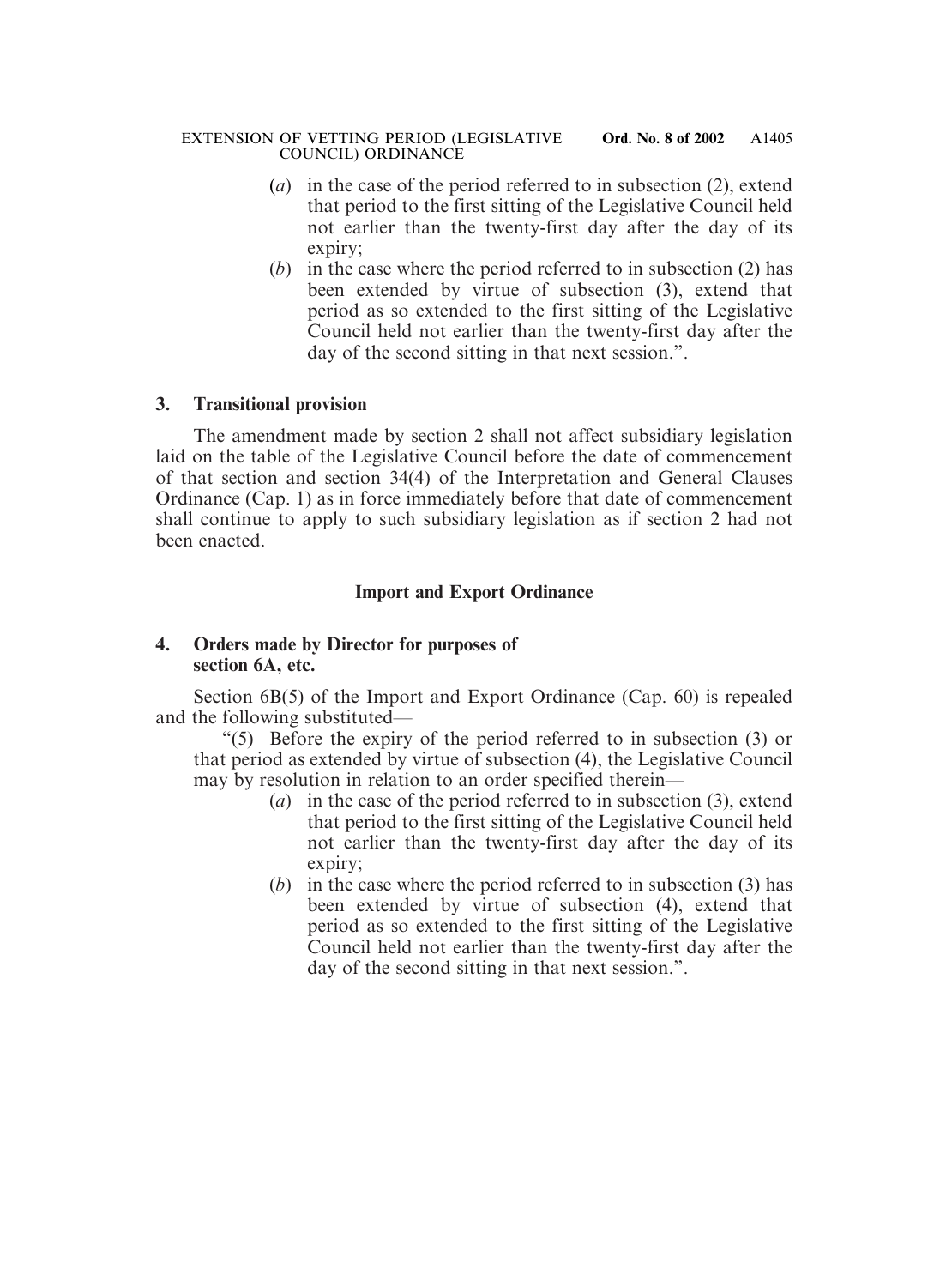(*a*) in the case of the period referred to in subsection (2), extend that period to the first sitting of the Legislative Council held not earlier than the twenty-first day after the day of its expiry;

(*b*) in the case where the period referred to in subsection (2) has been extended by virtue of subsection (3), extend that period as so extended to the first sitting of the Legislative Council held not earlier than the twenty-first day after the day of the second sitting in that next session.".

**3. Transitional provision**

The amendment made by section 2 shall not affect subsidiary legislation laid on the table of the Legislative Council before the date of commencement of that section and section 34(4) of the Interpretation and General Clauses Ordinance (Cap. 1) as in force immediately before that date of commencement shall continue to apply to such subsidiary legislation as if section 2 had not been enacted.

## Import and Export Ordinance

**4. Orders made by Director for purposes of section 6A, etc.**

Section 6B(5) of the Import and Export Ordinance (Cap. 60) is repealed and the following substituted—

"(5) Before the expiry of the period referred to in subsection (3) or that period as extended by virtue of subsection (4), the Legislative Council may by resolution in relation to an order specified therein—

(*a*) in the case of the period referred to in subsection (3), extend that period to the first sitting of the Legislative Council held not earlier than the twenty-first day after the day of its expiry;

(*b*) in the case where the period referred to in subsection (3) has been extended by virtue of subsection (4), extend that period as so extended to the first sitting of the Legislative Council held not earlier than the twenty-first day after the day of the second sitting in that next session.".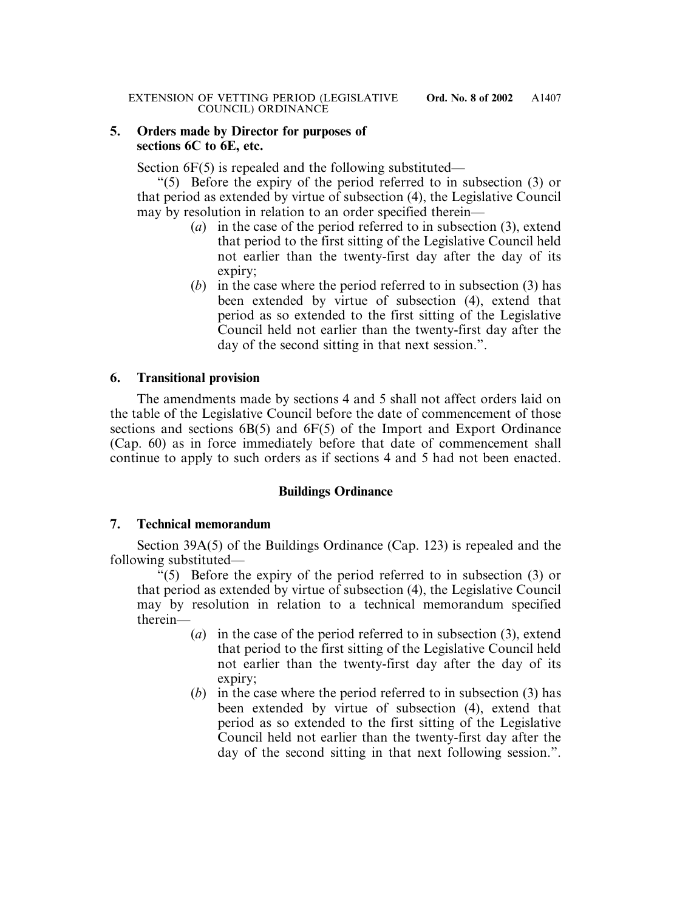## 5. Orders made by Director for purposes of sections 6C to 6E, etc.

Section 6F(5) is repealed and the following substituted—

"(5) Before the expiry of the period referred to in subsection (3) or that period as extended by virtue of subsection (4), the Legislative Council may by resolution in relation to an order specified therein—

(*a*) in the case of the period referred to in subsection (3), extend that period to the first sitting of the Legislative Council held not earlier than the twenty-first day after the day of its expiry;

(*b*) in the case where the period referred to in subsection (3) has been extended by virtue of subsection (4), extend that period as so extended to the first sitting of the Legislative Council held not earlier than the twenty-first day after the day of the second sitting in that next session.".

## 6. Transitional provision

The amendments made by sections 4 and 5 shall not affect orders laid on the table of the Legislative Council before the date of commencement of those sections and sections 6B(5) and 6F(5) of the Import and Export Ordinance (Cap. 60) as in force immediately before that date of commencement shall continue to apply to such orders as if sections 4 and 5 had not been enacted.

### Buildings Ordinance

## 7. Technical memorandum

Section 39A(5) of the Buildings Ordinance (Cap. 123) is repealed and the following substituted—

"(5) Before the expiry of the period referred to in subsection (3) or that period as extended by virtue of subsection (4), the Legislative Council may by resolution in relation to a technical memorandum specified therein—

(*a*) in the case of the period referred to in subsection (3), extend that period to the first sitting of the Legislative Council held not earlier than the twenty-first day after the day of its expiry;

(*b*) in the case where the period referred to in subsection (3) has been extended by virtue of subsection (4), extend that period as so extended to the first sitting of the Legislative Council held not earlier than the twenty-first day after the day of the second sitting in that next following session.".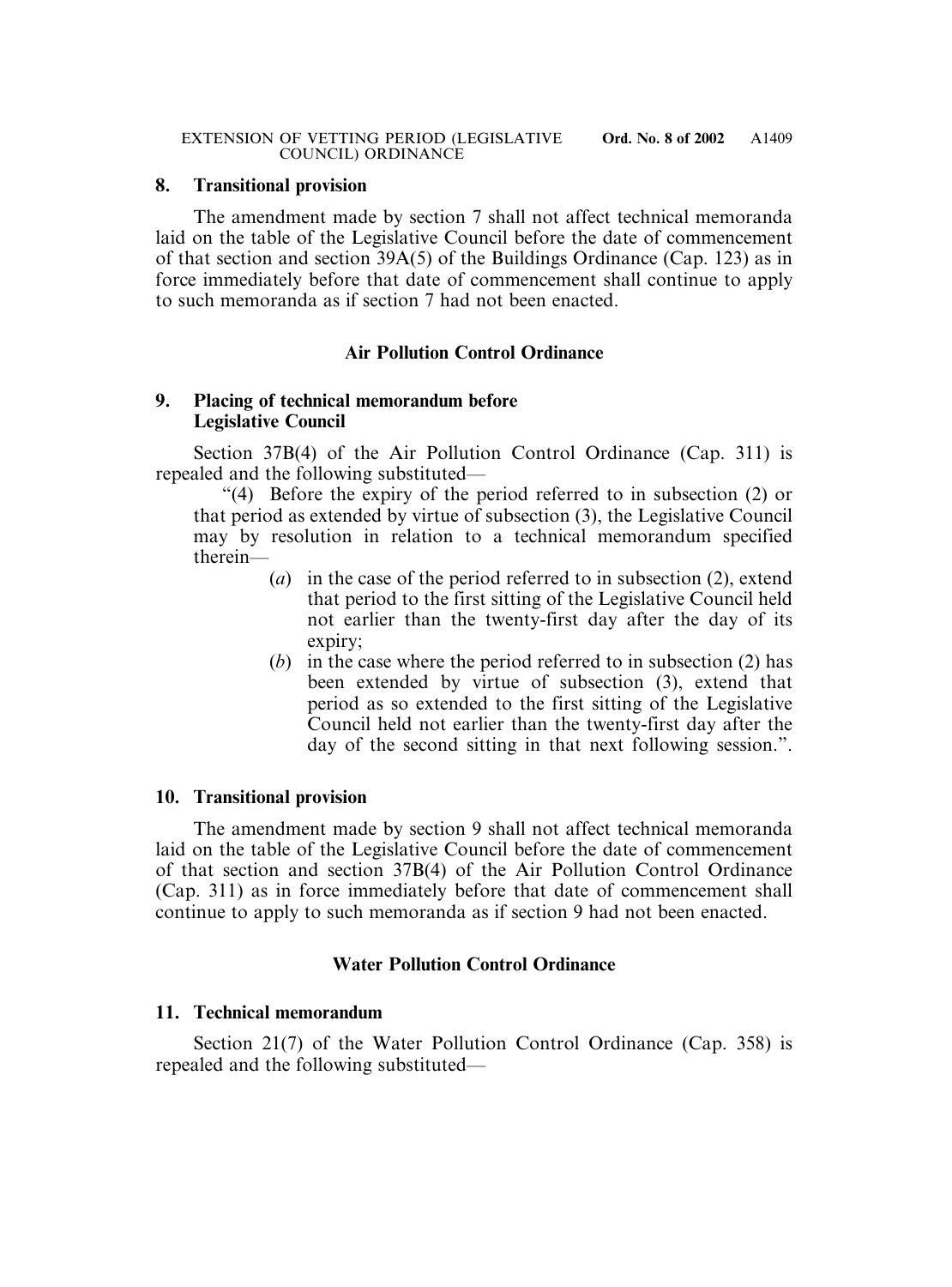**8. Transitional provision**

The amendment made by section 7 shall not affect technical memoranda laid on the table of the Legislative Council before the date of commencement of that section and section 39A(5) of the Buildings Ordinance (Cap. 123) as in force immediately before that date of commencement shall continue to apply to such memoranda as if section 7 had not been enacted.

### Air Pollution Control Ordinance

**9. Placing of technical memorandum before Legislative Council**

Section 37B(4) of the Air Pollution Control Ordinance (Cap. 311) is repealed and the following substituted—

"(4) Before the expiry of the period referred to in subsection (2) or that period as extended by virtue of subsection (3), the Legislative Council may by resolution in relation to a technical memorandum specified therein—

(*a*) in the case of the period referred to in subsection (2), extend that period to the first sitting of the Legislative Council held not earlier than the twenty-first day after the day of its expiry;

(*b*) in the case where the period referred to in subsection (2) has been extended by virtue of subsection (3), extend that period as so extended to the first sitting of the Legislative Council held not earlier than the twenty-first day after the day of the second sitting in that next following session.".

**10. Transitional provision**

The amendment made by section 9 shall not affect technical memoranda laid on the table of the Legislative Council before the date of commencement of that section and section 37B(4) of the Air Pollution Control Ordinance (Cap. 311) as in force immediately before that date of commencement shall continue to apply to such memoranda as if section 9 had not been enacted.

### Water Pollution Control Ordinance

**11. Technical memorandum**

Section 21(7) of the Water Pollution Control Ordinance (Cap. 358) is repealed and the following substituted—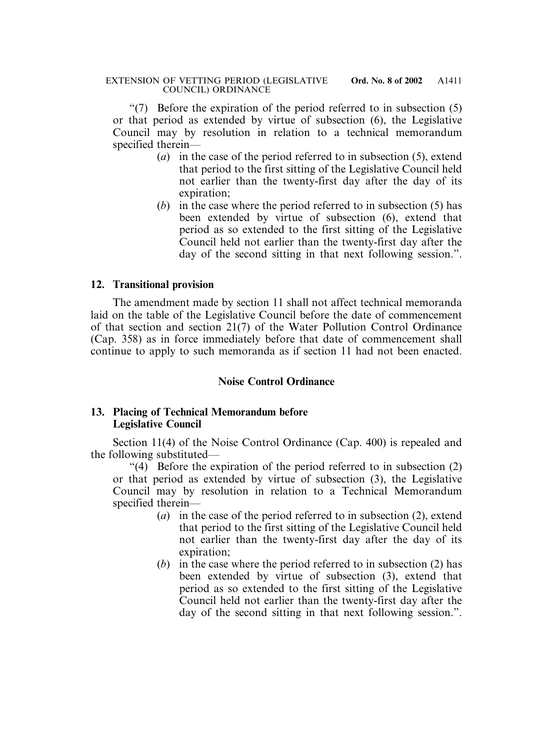"(7) Before the expiration of the period referred to in subsection (5) or that period as extended by virtue of subsection (6), the Legislative Council may by resolution in relation to a technical memorandum specified therein—

- (*a*) in the case of the period referred to in subsection (5), extend that period to the first sitting of the Legislative Council held not earlier than the twenty-first day after the day of its expiration;
- (*b*) in the case where the period referred to in subsection (5) has been extended by virtue of subsection (6), extend that period as so extended to the first sitting of the Legislative Council held not earlier than the twenty-first day after the day of the second sitting in that next following session.".

### 12. Transitional provision

The amendment made by section 11 shall not affect technical memoranda laid on the table of the Legislative Council before the date of commencement of that section and section 21(7) of the Water Pollution Control Ordinance (Cap. 358) as in force immediately before that date of commencement shall continue to apply to such memoranda as if section 11 had not been enacted.

## Noise Control Ordinance

### 13. Placing of Technical Memorandum before Legislative Council

Section 11(4) of the Noise Control Ordinance (Cap. 400) is repealed and the following substituted—

"(4) Before the expiration of the period referred to in subsection (2) or that period as extended by virtue of subsection (3), the Legislative Council may by resolution in relation to a Technical Memorandum specified therein—

- (*a*) in the case of the period referred to in subsection (2), extend that period to the first sitting of the Legislative Council held not earlier than the twenty-first day after the day of its expiration;
- (*b*) in the case where the period referred to in subsection (2) has been extended by virtue of subsection (3), extend that period as so extended to the first sitting of the Legislative Council held not earlier than the twenty-first day after the day of the second sitting in that next following session.".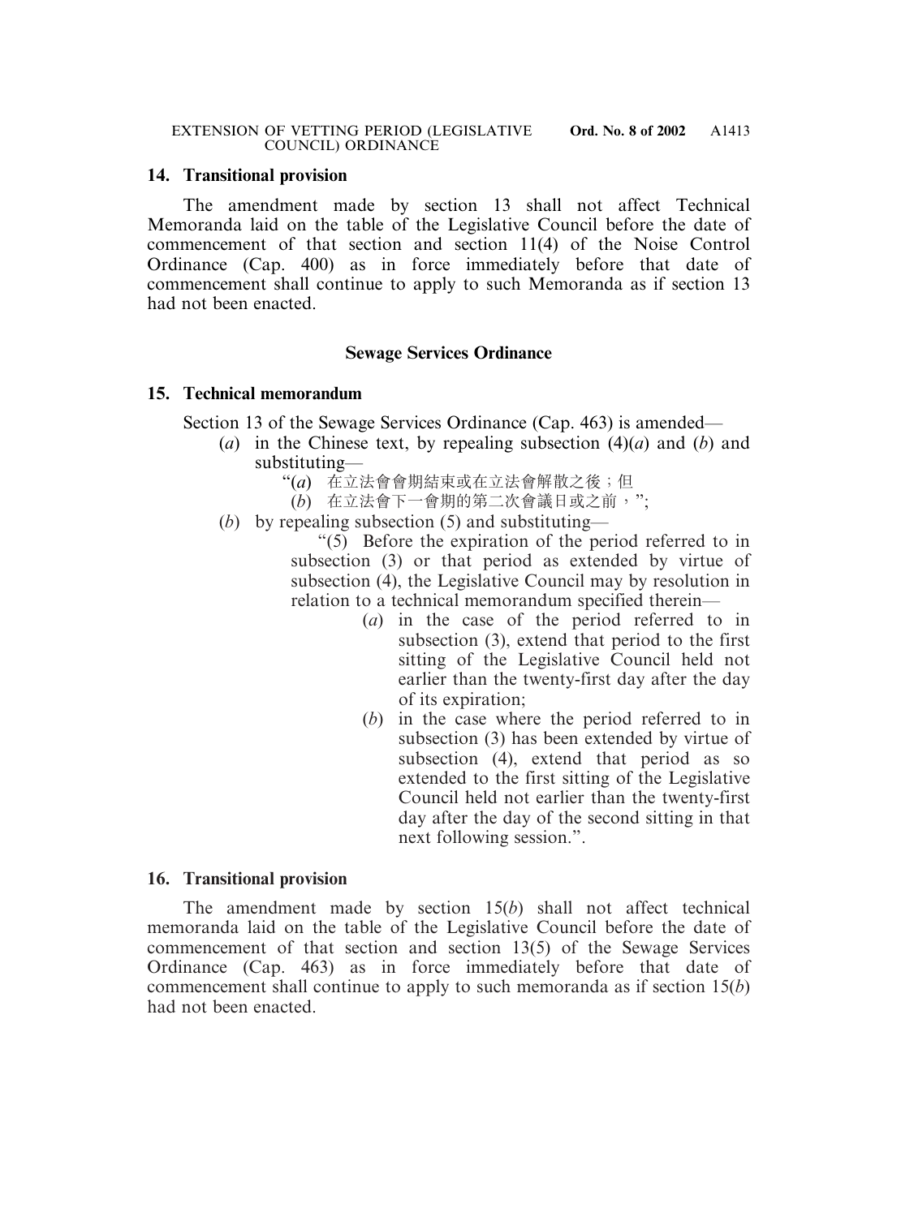## 14. Transitional provision

The amendment made by section 13 shall not affect Technical Memoranda laid on the table of the Legislative Council before the date of commencement of that section and section 11(4) of the Noise Control Ordinance (Cap. 400) as in force immediately before that date of commencement shall continue to apply to such Memoranda as if section 13 had not been enacted.

### Sewage Services Ordinance

## 15. Technical memorandum

Section 13 of the Sewage Services Ordinance (Cap. 463) is amended—

- (*a*) in the Chinese text, by repealing subsection (4)(*a*) and (*b*) and substituting—
  - "(*a*) 在立法會會期結束或在立法會解散之後；但
  - (*b*) 在立法會下一會期的第二次會議日或之前，";
- (*b*) by repealing subsection (5) and substituting—

  "(5) Before the expiration of the period referred to in subsection (3) or that period as extended by virtue of subsection (4), the Legislative Council may by resolution in relation to a technical memorandum specified therein—

  - (*a*) in the case of the period referred to in subsection (3), extend that period to the first sitting of the Legislative Council held not earlier than the twenty-first day after the day of its expiration;
  - (*b*) in the case where the period referred to in subsection (3) has been extended by virtue of subsection (4), extend that period as so extended to the first sitting of the Legislative Council held not earlier than the twenty-first day after the day of the second sitting in that next following session.".

## 16. Transitional provision

The amendment made by section 15(*b*) shall not affect technical memoranda laid on the table of the Legislative Council before the date of commencement of that section and section 13(5) of the Sewage Services Ordinance (Cap. 463) as in force immediately before that date of commencement shall continue to apply to such memoranda as if section 15(*b*) had not been enacted.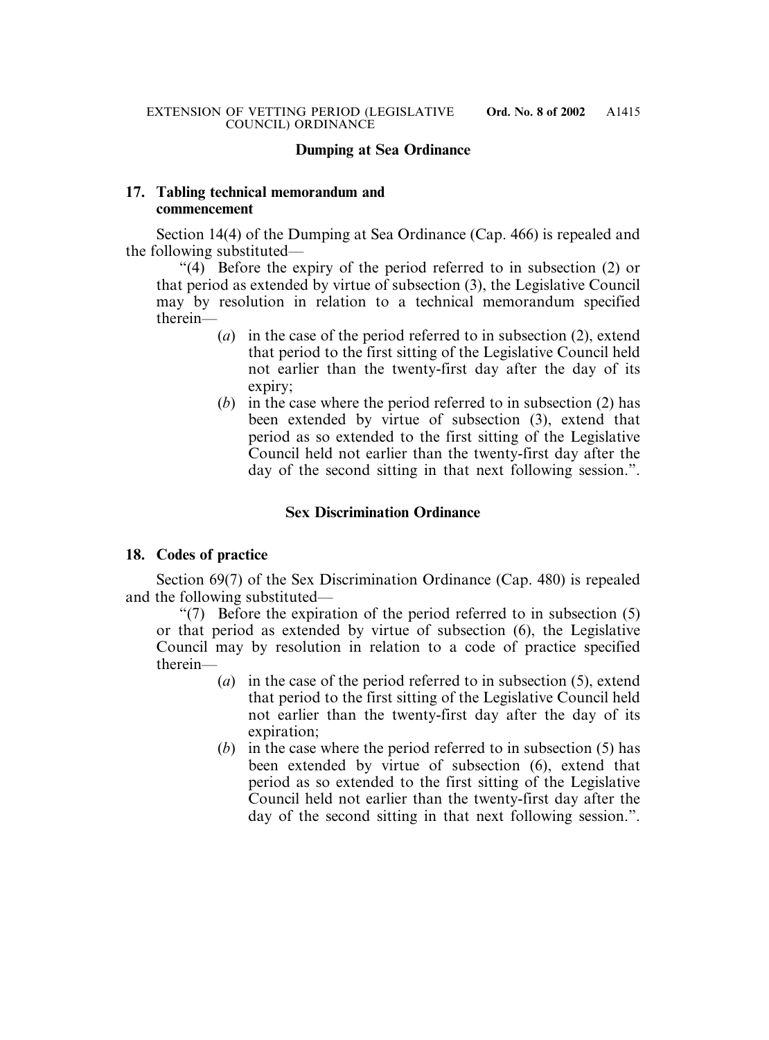## Dumping at Sea Ordinance

### 17. Tabling technical memorandum and commencement

Section 14(4) of the Dumping at Sea Ordinance (Cap. 466) is repealed and the following substituted—

"(4) Before the expiry of the period referred to in subsection (2) or that period as extended by virtue of subsection (3), the Legislative Council may by resolution in relation to a technical memorandum specified therein—

(*a*) in the case of the period referred to in subsection (2), extend that period to the first sitting of the Legislative Council held not earlier than the twenty-first day after the day of its expiry;

(*b*) in the case where the period referred to in subsection (2) has been extended by virtue of subsection (3), extend that period as so extended to the first sitting of the Legislative Council held not earlier than the twenty-first day after the day of the second sitting in that next following session.".

## Sex Discrimination Ordinance

### 18. Codes of practice

Section 69(7) of the Sex Discrimination Ordinance (Cap. 480) is repealed and the following substituted—

"(7) Before the expiration of the period referred to in subsection (5) or that period as extended by virtue of subsection (6), the Legislative Council may by resolution in relation to a code of practice specified therein—

(*a*) in the case of the period referred to in subsection (5), extend that period to the first sitting of the Legislative Council held not earlier than the twenty-first day after the day of its expiration;

(*b*) in the case where the period referred to in subsection (5) has been extended by virtue of subsection (6), extend that period as so extended to the first sitting of the Legislative Council held not earlier than the twenty-first day after the day of the second sitting in that next following session.".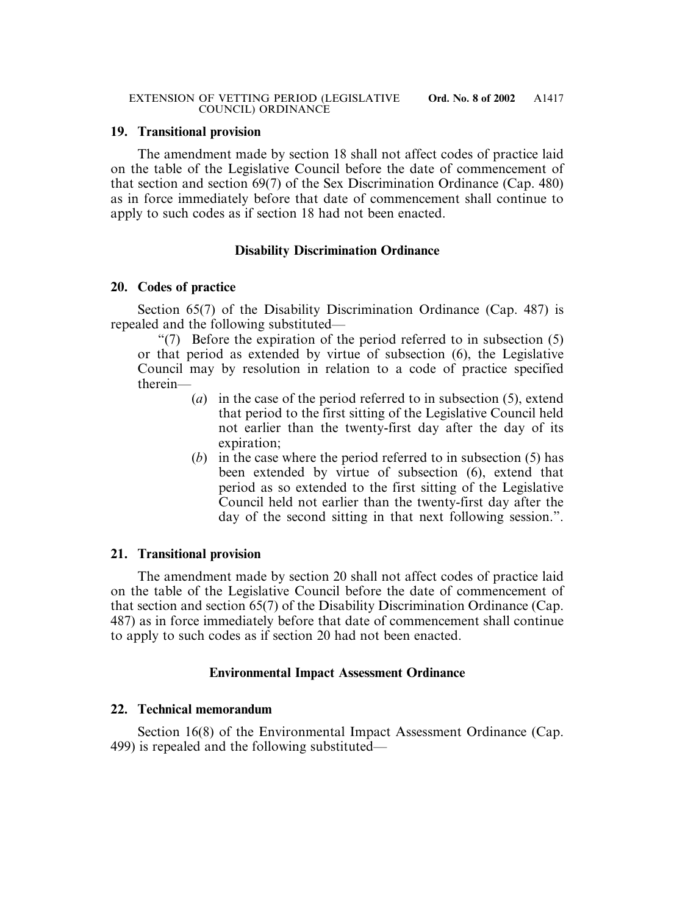**19. Transitional provision**

The amendment made by section 18 shall not affect codes of practice laid on the table of the Legislative Council before the date of commencement of that section and section 69(7) of the Sex Discrimination Ordinance (Cap. 480) as in force immediately before that date of commencement shall continue to apply to such codes as if section 18 had not been enacted.

**Disability Discrimination Ordinance**

**20. Codes of practice**

Section 65(7) of the Disability Discrimination Ordinance (Cap. 487) is repealed and the following substituted—

"(7) Before the expiration of the period referred to in subsection (5) or that period as extended by virtue of subsection (6), the Legislative Council may by resolution in relation to a code of practice specified therein—

- (*a*) in the case of the period referred to in subsection (5), extend that period to the first sitting of the Legislative Council held not earlier than the twenty-first day after the day of its expiration;
- (*b*) in the case where the period referred to in subsection (5) has been extended by virtue of subsection (6), extend that period as so extended to the first sitting of the Legislative Council held not earlier than the twenty-first day after the day of the second sitting in that next following session.".

**21. Transitional provision**

The amendment made by section 20 shall not affect codes of practice laid on the table of the Legislative Council before the date of commencement of that section and section 65(7) of the Disability Discrimination Ordinance (Cap. 487) as in force immediately before that date of commencement shall continue to apply to such codes as if section 20 had not been enacted.

**Environmental Impact Assessment Ordinance**

**22. Technical memorandum**

Section 16(8) of the Environmental Impact Assessment Ordinance (Cap. 499) is repealed and the following substituted—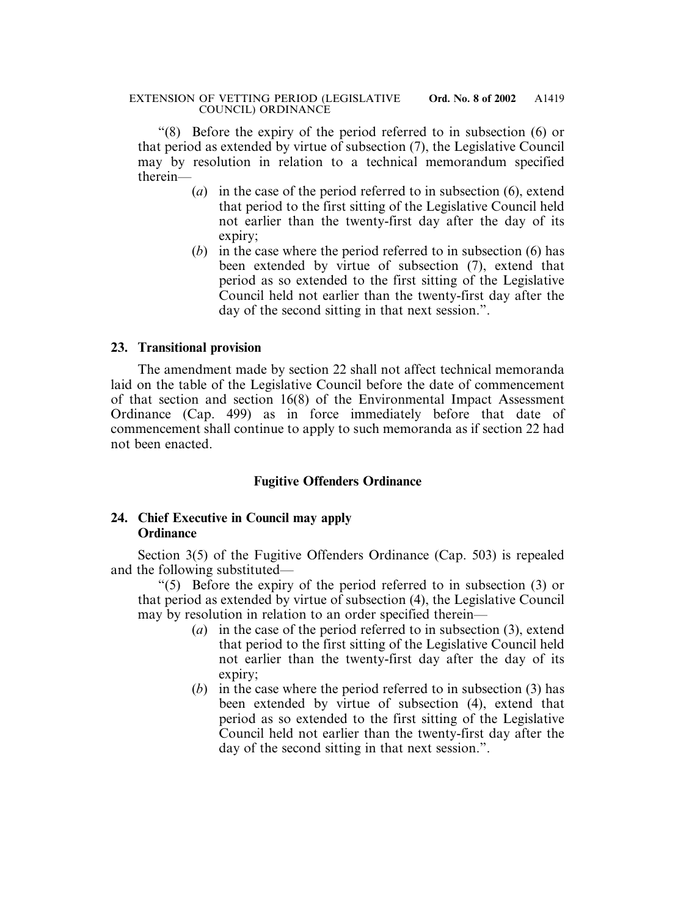"(8) Before the expiry of the period referred to in subsection (6) or that period as extended by virtue of subsection (7), the Legislative Council may by resolution in relation to a technical memorandum specified therein—

(*a*) in the case of the period referred to in subsection (6), extend that period to the first sitting of the Legislative Council held not earlier than the twenty-first day after the day of its expiry;

(*b*) in the case where the period referred to in subsection (6) has been extended by virtue of subsection (7), extend that period as so extended to the first sitting of the Legislative Council held not earlier than the twenty-first day after the day of the second sitting in that next session.".

**23. Transitional provision**

The amendment made by section 22 shall not affect technical memoranda laid on the table of the Legislative Council before the date of commencement of that section and section 16(8) of the Environmental Impact Assessment Ordinance (Cap. 499) as in force immediately before that date of commencement shall continue to apply to such memoranda as if section 22 had not been enacted.

## Fugitive Offenders Ordinance

**24. Chief Executive in Council may apply Ordinance**

Section 3(5) of the Fugitive Offenders Ordinance (Cap. 503) is repealed and the following substituted—

"(5) Before the expiry of the period referred to in subsection (3) or that period as extended by virtue of subsection (4), the Legislative Council may by resolution in relation to an order specified therein—

(*a*) in the case of the period referred to in subsection (3), extend that period to the first sitting of the Legislative Council held not earlier than the twenty-first day after the day of its expiry;

(*b*) in the case where the period referred to in subsection (3) has been extended by virtue of subsection (4), extend that period as so extended to the first sitting of the Legislative Council held not earlier than the twenty-first day after the day of the second sitting in that next session.".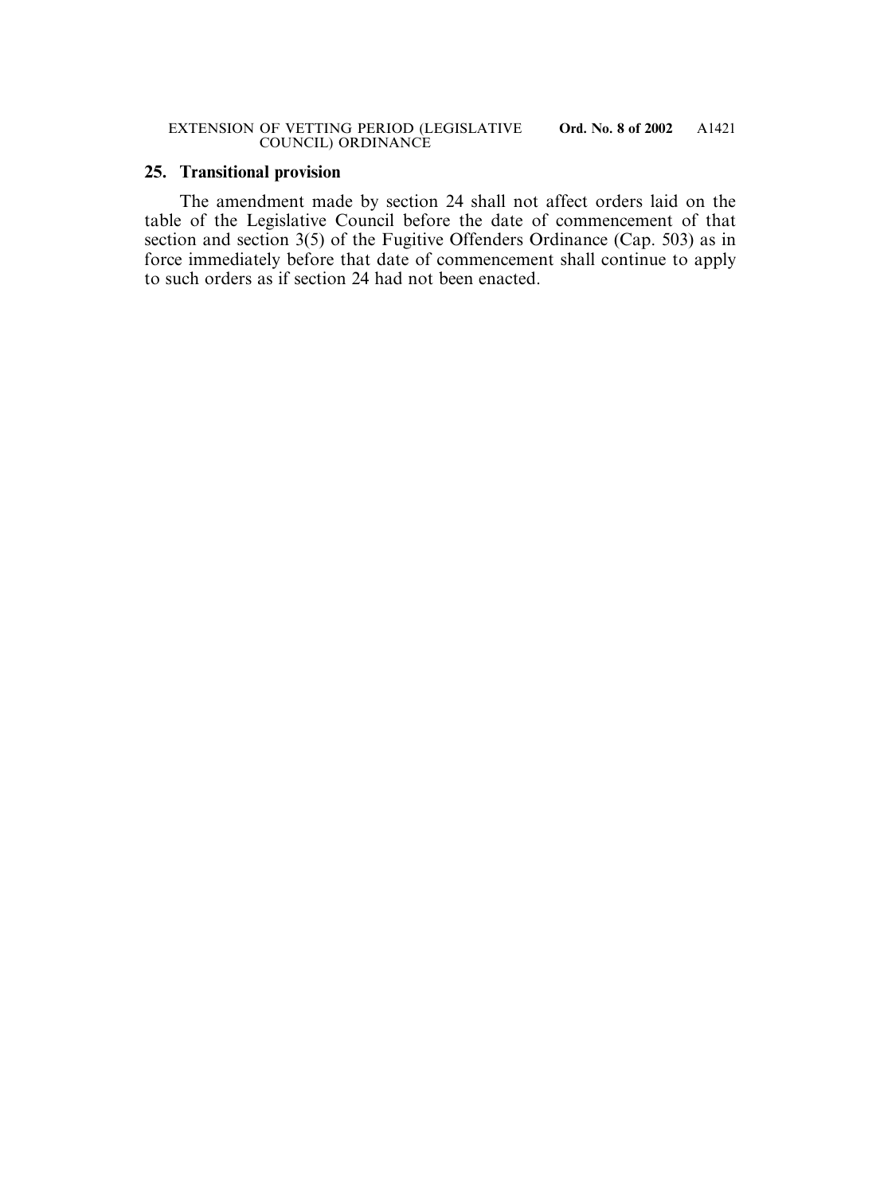## 25. Transitional provision

The amendment made by section 24 shall not affect orders laid on the table of the Legislative Council before the date of commencement of that section and section 3(5) of the Fugitive Offenders Ordinance (Cap. 503) as in force immediately before that date of commencement shall continue to apply to such orders as if section 24 had not been enacted.